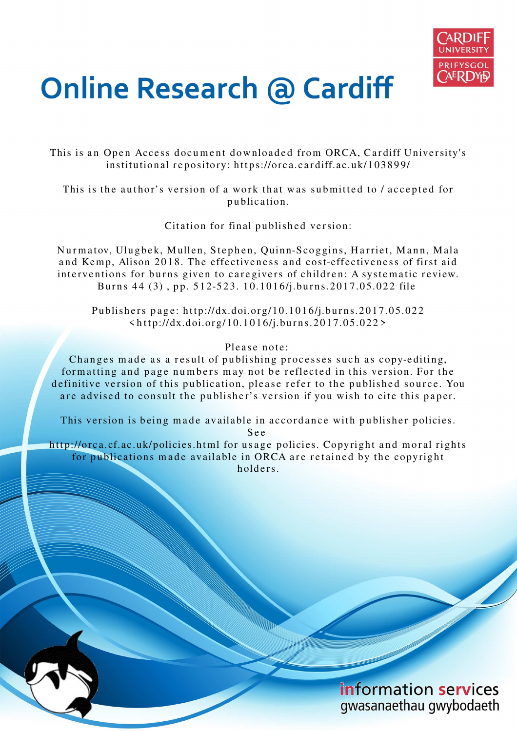# Online Research @ Cardiff

This is an Open Access document downloaded from ORCA, Cardiff University's institutional repository: https://orca.cardiff.ac.uk/103899/

This is the author's version of a work that was submitted to / accepted for publication.

Citation for final published version:

Nurmatov, Ulugbek, Mullen, Stephen, Quinn-Scoggins, Harriet, Mann, Mala and Kemp, Alison 2018. The effectiveness and cost-effectiveness of first aid interventions for burns given to caregivers of children: A systematic review. Burns 44 (3) , pp. 512-523. 10.1016/j.burns.2017.05.022 file

Publishers page: http://dx.doi.org/10.1016/j.burns.2017.05.022 <http://dx.doi.org/10.1016/j.burns.2017.05.022>

Please note:
Changes made as a result of publishing processes such as copy-editing, formatting and page numbers may not be reflected in this version. For the definitive version of this publication, please refer to the published source. You are advised to consult the publisher's version if you wish to cite this paper.

This version is being made available in accordance with publisher policies. See
http://orca.cf.ac.uk/policies.html for usage policies. Copyright and moral rights for publications made available in ORCA are retained by the copyright holders.

information services
gwasanaethau gwybodaeth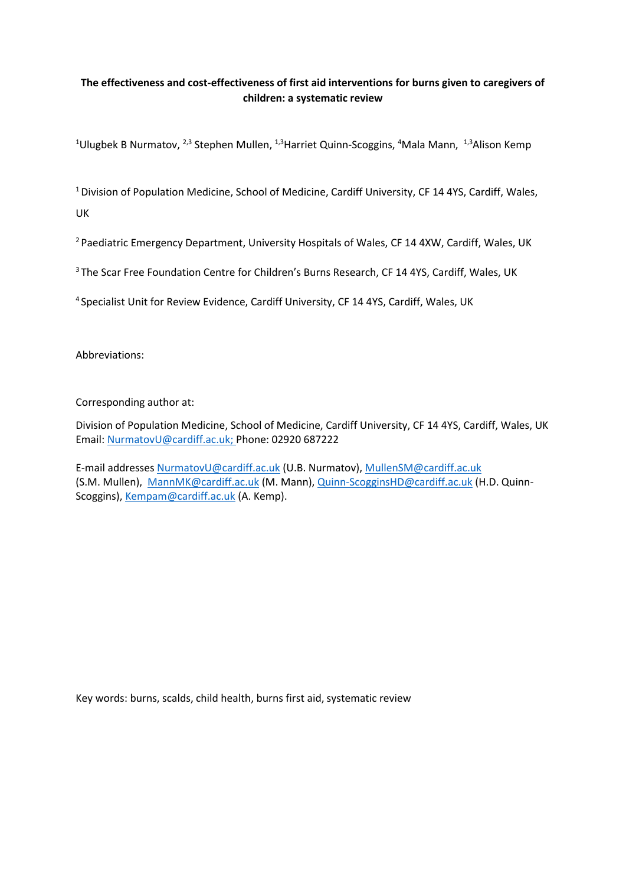**The effectiveness and cost-effectiveness of first aid interventions for burns given to caregivers of children: a systematic review**

[1]Ulugbek B Nurmatov, [2,3] Stephen Mullen, [1,3]Harriet Quinn-Scoggins, [4]Mala Mann, [1,3]Alison Kemp

[1] Division of Population Medicine, School of Medicine, Cardiff University, CF 14 4YS, Cardiff, Wales, UK

[2] Paediatric Emergency Department, University Hospitals of Wales, CF 14 4XW, Cardiff, Wales, UK

[3] The Scar Free Foundation Centre for Children's Burns Research, CF 14 4YS, Cardiff, Wales, UK

[4] Specialist Unit for Review Evidence, Cardiff University, CF 14 4YS, Cardiff, Wales, UK

Abbreviations:

Corresponding author at:

Division of Population Medicine, School of Medicine, Cardiff University, CF 14 4YS, Cardiff, Wales, UK
Email: NurmatovU@cardiff.ac.uk; Phone: 02920 687222

E-mail addresses NurmatovU@cardiff.ac.uk (U.B. Nurmatov), MullenSM@cardiff.ac.uk (S.M. Mullen), MannMK@cardiff.ac.uk (M. Mann), Quinn-ScogginsHD@cardiff.ac.uk (H.D. Quinn-Scoggins), Kempam@cardiff.ac.uk (A. Kemp).

Key words: burns, scalds, child health, burns first aid, systematic review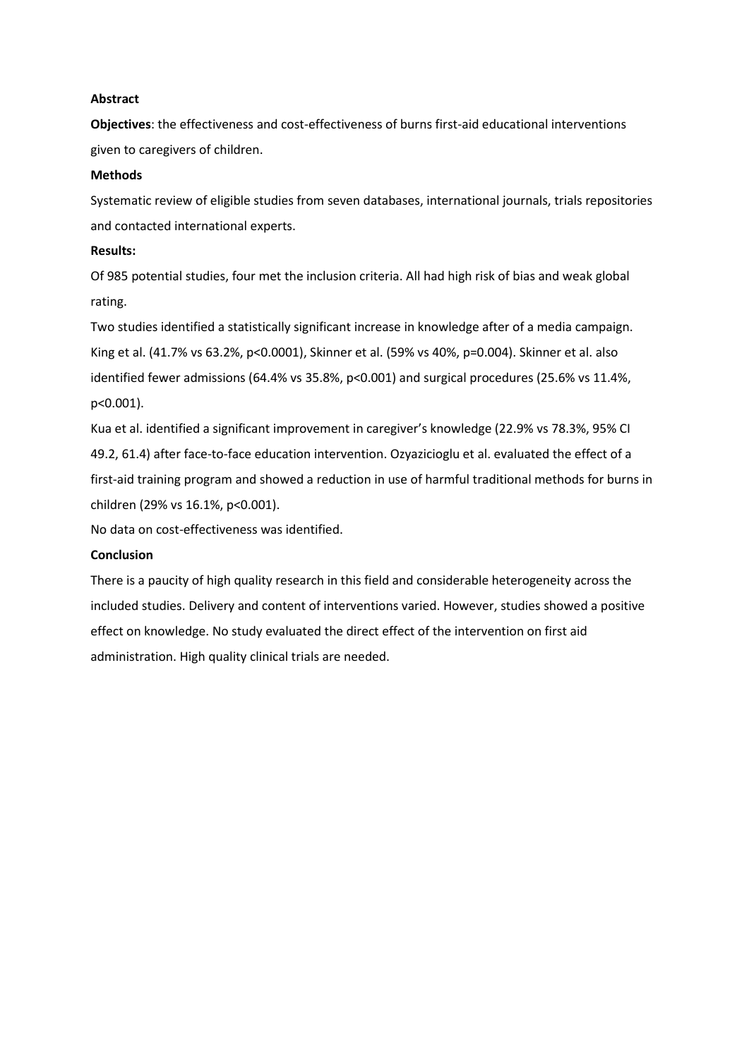**Abstract**

**Objectives**: the effectiveness and cost-effectiveness of burns first-aid educational interventions given to caregivers of children.

**Methods**

Systematic review of eligible studies from seven databases, international journals, trials repositories and contacted international experts.

**Results:**

Of 985 potential studies, four met the inclusion criteria. All had high risk of bias and weak global rating.

Two studies identified a statistically significant increase in knowledge after of a media campaign. King et al. (41.7% vs 63.2%, $p<0.0001$), Skinner et al. (59% vs 40%, $p=0.004$). Skinner et al. also identified fewer admissions (64.4% vs 35.8%, $p<0.001$) and surgical procedures (25.6% vs 11.4%, $p<0.001$).

Kua et al. identified a significant improvement in caregiver's knowledge (22.9% vs 78.3%, 95% CI 49.2, 61.4) after face-to-face education intervention. Ozyazicioglu et al. evaluated the effect of a first-aid training program and showed a reduction in use of harmful traditional methods for burns in children (29% vs 16.1%, $p<0.001$).

No data on cost-effectiveness was identified.

**Conclusion**

There is a paucity of high quality research in this field and considerable heterogeneity across the included studies. Delivery and content of interventions varied. However, studies showed a positive effect on knowledge. No study evaluated the direct effect of the intervention on first aid administration. High quality clinical trials are needed.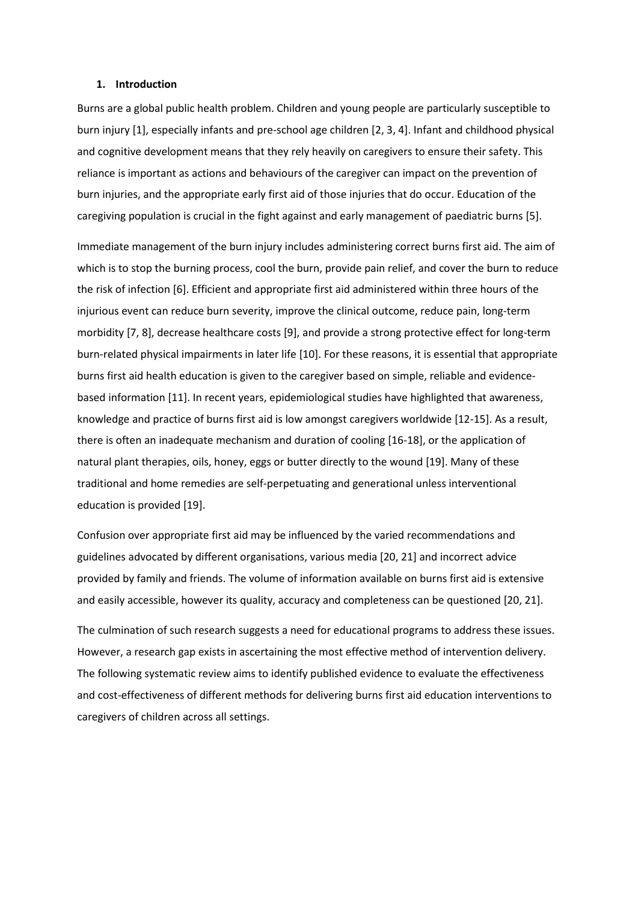## 1. Introduction

Burns are a global public health problem. Children and young people are particularly susceptible to burn injury [1], especially infants and pre-school age children [2, 3, 4]. Infant and childhood physical and cognitive development means that they rely heavily on caregivers to ensure their safety. This reliance is important as actions and behaviours of the caregiver can impact on the prevention of burn injuries, and the appropriate early first aid of those injuries that do occur. Education of the caregiving population is crucial in the fight against and early management of paediatric burns [5].

Immediate management of the burn injury includes administering correct burns first aid. The aim of which is to stop the burning process, cool the burn, provide pain relief, and cover the burn to reduce the risk of infection [6]. Efficient and appropriate first aid administered within three hours of the injurious event can reduce burn severity, improve the clinical outcome, reduce pain, long-term morbidity [7, 8], decrease healthcare costs [9], and provide a strong protective effect for long-term burn-related physical impairments in later life [10]. For these reasons, it is essential that appropriate burns first aid health education is given to the caregiver based on simple, reliable and evidence-based information [11]. In recent years, epidemiological studies have highlighted that awareness, knowledge and practice of burns first aid is low amongst caregivers worldwide [12-15]. As a result, there is often an inadequate mechanism and duration of cooling [16-18], or the application of natural plant therapies, oils, honey, eggs or butter directly to the wound [19]. Many of these traditional and home remedies are self-perpetuating and generational unless interventional education is provided [19].

Confusion over appropriate first aid may be influenced by the varied recommendations and guidelines advocated by different organisations, various media [20, 21] and incorrect advice provided by family and friends. The volume of information available on burns first aid is extensive and easily accessible, however its quality, accuracy and completeness can be questioned [20, 21].

The culmination of such research suggests a need for educational programs to address these issues. However, a research gap exists in ascertaining the most effective method of intervention delivery. The following systematic review aims to identify published evidence to evaluate the effectiveness and cost-effectiveness of different methods for delivering burns first aid education interventions to caregivers of children across all settings.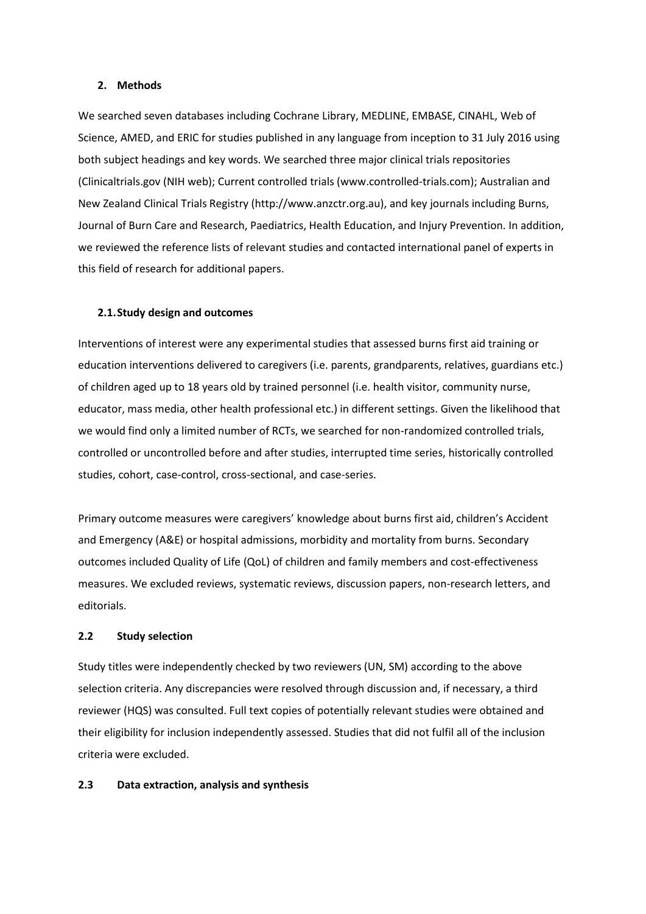## 2. Methods

We searched seven databases including Cochrane Library, MEDLINE, EMBASE, CINAHL, Web of Science, AMED, and ERIC for studies published in any language from inception to 31 July 2016 using both subject headings and key words. We searched three major clinical trials repositories (Clinicaltrials.gov (NIH web); Current controlled trials (www.controlled-trials.com); Australian and New Zealand Clinical Trials Registry (http://www.anzctr.org.au), and key journals including Burns, Journal of Burn Care and Research, Paediatrics, Health Education, and Injury Prevention. In addition, we reviewed the reference lists of relevant studies and contacted international panel of experts in this field of research for additional papers.

### 2.1. Study design and outcomes

Interventions of interest were any experimental studies that assessed burns first aid training or education interventions delivered to caregivers (i.e. parents, grandparents, relatives, guardians etc.) of children aged up to 18 years old by trained personnel (i.e. health visitor, community nurse, educator, mass media, other health professional etc.) in different settings. Given the likelihood that we would find only a limited number of RCTs, we searched for non-randomized controlled trials, controlled or uncontrolled before and after studies, interrupted time series, historically controlled studies, cohort, case-control, cross-sectional, and case-series.

Primary outcome measures were caregivers' knowledge about burns first aid, children's Accident and Emergency (A&E) or hospital admissions, morbidity and mortality from burns. Secondary outcomes included Quality of Life (QoL) of children and family members and cost-effectiveness measures. We excluded reviews, systematic reviews, discussion papers, non-research letters, and editorials.

### 2.2 Study selection

Study titles were independently checked by two reviewers (UN, SM) according to the above selection criteria. Any discrepancies were resolved through discussion and, if necessary, a third reviewer (HQS) was consulted. Full text copies of potentially relevant studies were obtained and their eligibility for inclusion independently assessed. Studies that did not fulfil all of the inclusion criteria were excluded.

### 2.3 Data extraction, analysis and synthesis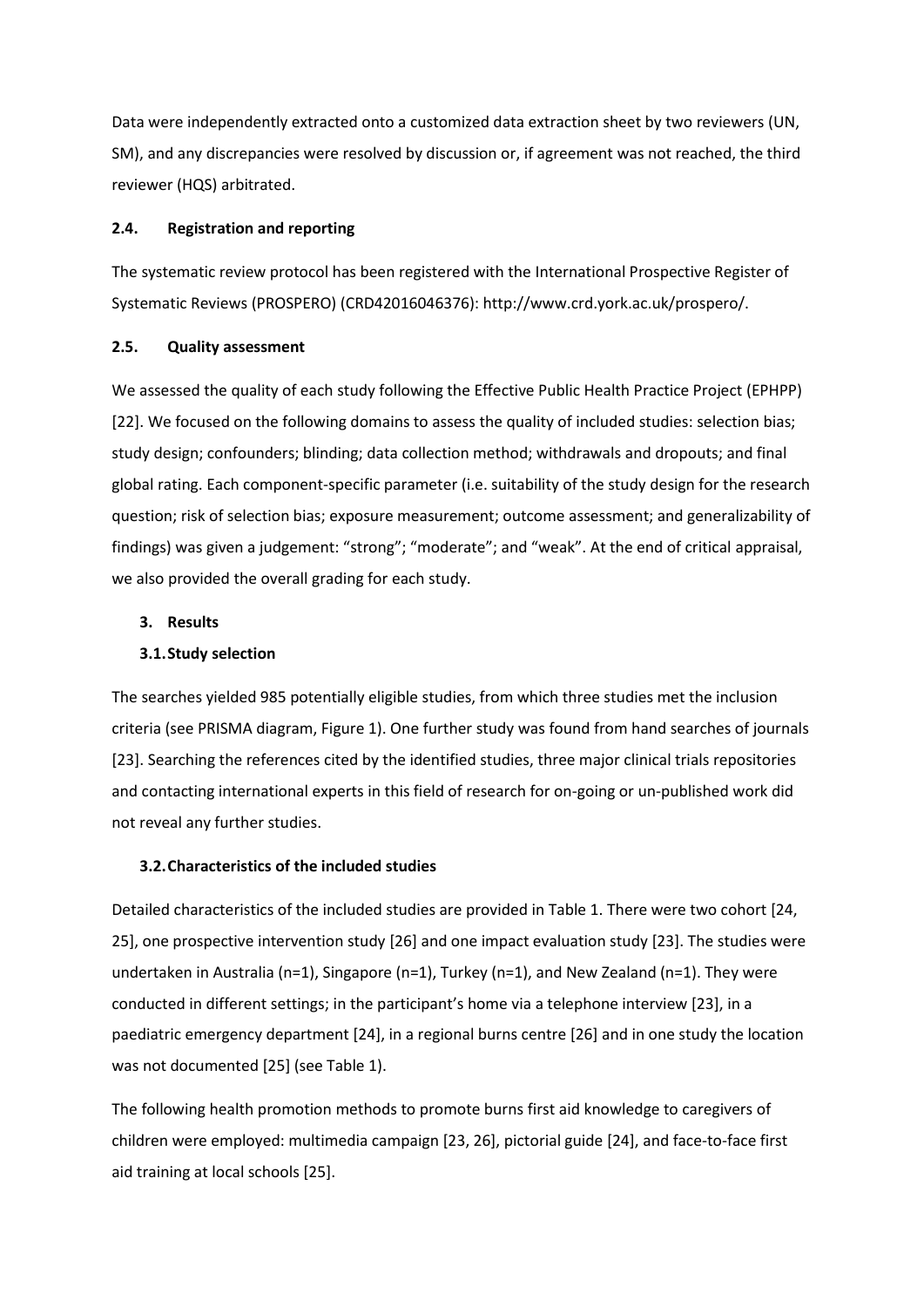Data were independently extracted onto a customized data extraction sheet by two reviewers (UN, SM), and any discrepancies were resolved by discussion or, if agreement was not reached, the third reviewer (HQS) arbitrated.

### 2.4. Registration and reporting

The systematic review protocol has been registered with the International Prospective Register of Systematic Reviews (PROSPERO) (CRD42016046376): http://www.crd.york.ac.uk/prospero/.

### 2.5. Quality assessment

We assessed the quality of each study following the Effective Public Health Practice Project (EPHPP) [22]. We focused on the following domains to assess the quality of included studies: selection bias; study design; confounders; blinding; data collection method; withdrawals and dropouts; and final global rating. Each component-specific parameter (i.e. suitability of the study design for the research question; risk of selection bias; exposure measurement; outcome assessment; and generalizability of findings) was given a judgement: "strong"; "moderate"; and "weak". At the end of critical appraisal, we also provided the overall grading for each study.

## 3. Results

### 3.1. Study selection

The searches yielded 985 potentially eligible studies, from which three studies met the inclusion criteria (see PRISMA diagram, Figure 1). One further study was found from hand searches of journals [23]. Searching the references cited by the identified studies, three major clinical trials repositories and contacting international experts in this field of research for on-going or un-published work did not reveal any further studies.

### 3.2. Characteristics of the included studies

Detailed characteristics of the included studies are provided in Table 1. There were two cohort [24, 25], one prospective intervention study [26] and one impact evaluation study [23]. The studies were undertaken in Australia (n=1), Singapore (n=1), Turkey (n=1), and New Zealand (n=1). They were conducted in different settings; in the participant's home via a telephone interview [23], in a paediatric emergency department [24], in a regional burns centre [26] and in one study the location was not documented [25] (see Table 1).

The following health promotion methods to promote burns first aid knowledge to caregivers of children were employed: multimedia campaign [23, 26], pictorial guide [24], and face-to-face first aid training at local schools [25].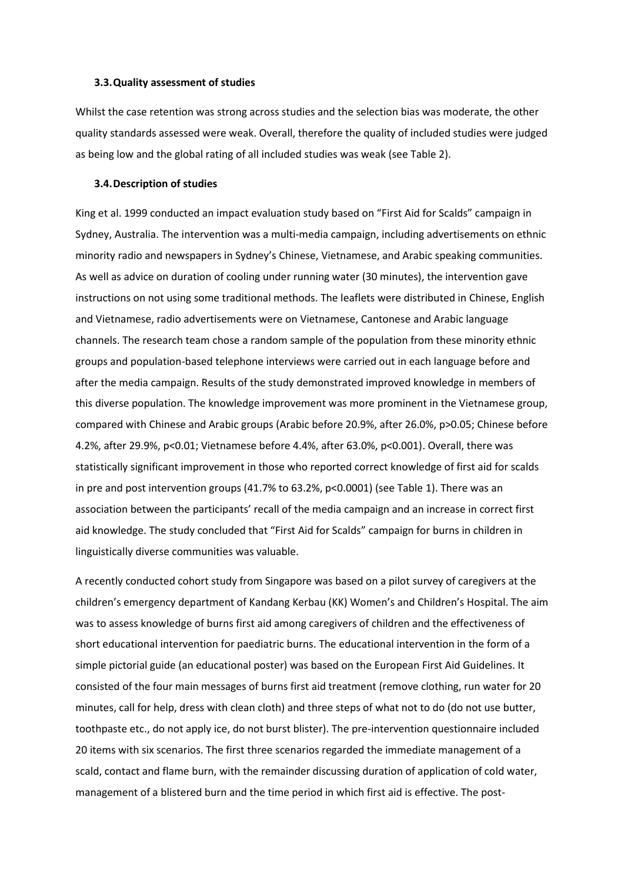### 3.3. Quality assessment of studies

Whilst the case retention was strong across studies and the selection bias was moderate, the other quality standards assessed were weak. Overall, therefore the quality of included studies were judged as being low and the global rating of all included studies was weak (see Table 2).

### 3.4. Description of studies

King et al. 1999 conducted an impact evaluation study based on "First Aid for Scalds" campaign in Sydney, Australia. The intervention was a multi-media campaign, including advertisements on ethnic minority radio and newspapers in Sydney's Chinese, Vietnamese, and Arabic speaking communities. As well as advice on duration of cooling under running water (30 minutes), the intervention gave instructions on not using some traditional methods. The leaflets were distributed in Chinese, English and Vietnamese, radio advertisements were on Vietnamese, Cantonese and Arabic language channels. The research team chose a random sample of the population from these minority ethnic groups and population-based telephone interviews were carried out in each language before and after the media campaign. Results of the study demonstrated improved knowledge in members of this diverse population. The knowledge improvement was more prominent in the Vietnamese group, compared with Chinese and Arabic groups (Arabic before 20.9%, after 26.0%, $p>0.05$; Chinese before 4.2%, after 29.9%, $p<0.01$; Vietnamese before 4.4%, after 63.0%, $p<0.001$). Overall, there was statistically significant improvement in those who reported correct knowledge of first aid for scalds in pre and post intervention groups (41.7% to 63.2%, $p<0.0001$) (see Table 1). There was an association between the participants' recall of the media campaign and an increase in correct first aid knowledge. The study concluded that "First Aid for Scalds" campaign for burns in children in linguistically diverse communities was valuable.

A recently conducted cohort study from Singapore was based on a pilot survey of caregivers at the children's emergency department of Kandang Kerbau (KK) Women's and Children's Hospital. The aim was to assess knowledge of burns first aid among caregivers of children and the effectiveness of short educational intervention for paediatric burns. The educational intervention in the form of a simple pictorial guide (an educational poster) was based on the European First Aid Guidelines. It consisted of the four main messages of burns first aid treatment (remove clothing, run water for 20 minutes, call for help, dress with clean cloth) and three steps of what not to do (do not use butter, toothpaste etc., do not apply ice, do not burst blister). The pre-intervention questionnaire included 20 items with six scenarios. The first three scenarios regarded the immediate management of a scald, contact and flame burn, with the remainder discussing duration of application of cold water, management of a blistered burn and the time period in which first aid is effective. The post-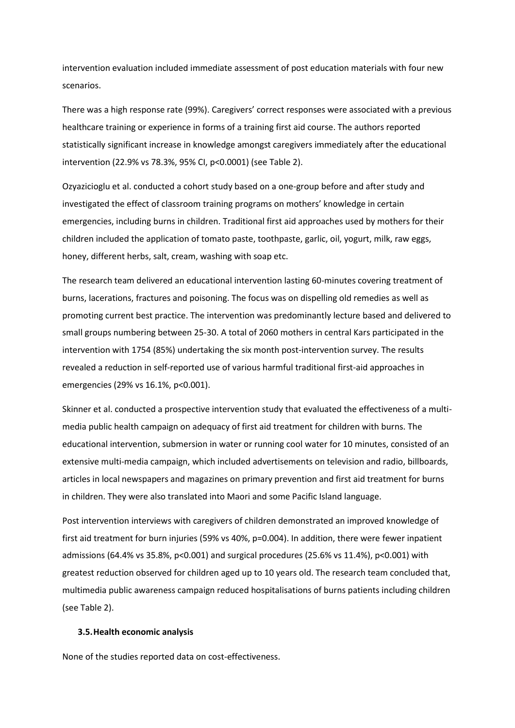intervention evaluation included immediate assessment of post education materials with four new scenarios.

There was a high response rate (99%). Caregivers' correct responses were associated with a previous healthcare training or experience in forms of a training first aid course. The authors reported statistically significant increase in knowledge amongst caregivers immediately after the educational intervention (22.9% vs 78.3%, 95% CI, $p<0.0001$) (see Table 2).

Ozyazicioglu et al. conducted a cohort study based on a one-group before and after study and investigated the effect of classroom training programs on mothers' knowledge in certain emergencies, including burns in children. Traditional first aid approaches used by mothers for their children included the application of tomato paste, toothpaste, garlic, oil, yogurt, milk, raw eggs, honey, different herbs, salt, cream, washing with soap etc.

The research team delivered an educational intervention lasting 60-minutes covering treatment of burns, lacerations, fractures and poisoning. The focus was on dispelling old remedies as well as promoting current best practice. The intervention was predominantly lecture based and delivered to small groups numbering between 25-30. A total of 2060 mothers in central Kars participated in the intervention with 1754 (85%) undertaking the six month post-intervention survey. The results revealed a reduction in self-reported use of various harmful traditional first-aid approaches in emergencies (29% vs 16.1%, $p<0.001$).

Skinner et al. conducted a prospective intervention study that evaluated the effectiveness of a multi-media public health campaign on adequacy of first aid treatment for children with burns. The educational intervention, submersion in water or running cool water for 10 minutes, consisted of an extensive multi-media campaign, which included advertisements on television and radio, billboards, articles in local newspapers and magazines on primary prevention and first aid treatment for burns in children. They were also translated into Maori and some Pacific Island language.

Post intervention interviews with caregivers of children demonstrated an improved knowledge of first aid treatment for burn injuries (59% vs 40%, $p=0.004$). In addition, there were fewer inpatient admissions (64.4% vs 35.8%, $p<0.001$) and surgical procedures (25.6% vs 11.4%), $p<0.001$) with greatest reduction observed for children aged up to 10 years old. The research team concluded that, multimedia public awareness campaign reduced hospitalisations of burns patients including children (see Table 2).

### 3.5. Health economic analysis

None of the studies reported data on cost-effectiveness.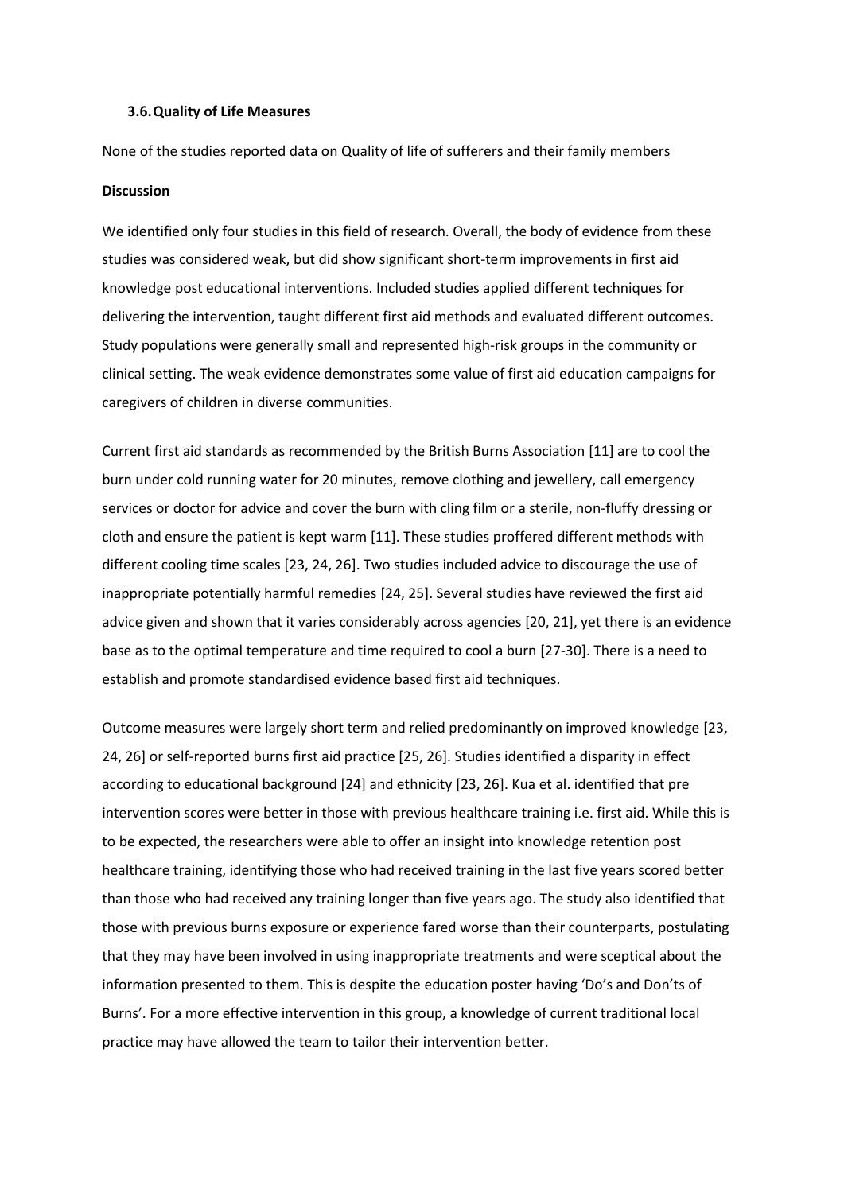### 3.6. Quality of Life Measures

None of the studies reported data on Quality of life of sufferers and their family members

**Discussion**

We identified only four studies in this field of research. Overall, the body of evidence from these studies was considered weak, but did show significant short-term improvements in first aid knowledge post educational interventions. Included studies applied different techniques for delivering the intervention, taught different first aid methods and evaluated different outcomes. Study populations were generally small and represented high-risk groups in the community or clinical setting. The weak evidence demonstrates some value of first aid education campaigns for caregivers of children in diverse communities.

Current first aid standards as recommended by the British Burns Association [11] are to cool the burn under cold running water for 20 minutes, remove clothing and jewellery, call emergency services or doctor for advice and cover the burn with cling film or a sterile, non-fluffy dressing or cloth and ensure the patient is kept warm [11]. These studies proffered different methods with different cooling time scales [23, 24, 26]. Two studies included advice to discourage the use of inappropriate potentially harmful remedies [24, 25]. Several studies have reviewed the first aid advice given and shown that it varies considerably across agencies [20, 21], yet there is an evidence base as to the optimal temperature and time required to cool a burn [27-30]. There is a need to establish and promote standardised evidence based first aid techniques.

Outcome measures were largely short term and relied predominantly on improved knowledge [23, 24, 26] or self-reported burns first aid practice [25, 26]. Studies identified a disparity in effect according to educational background [24] and ethnicity [23, 26]. Kua et al. identified that pre intervention scores were better in those with previous healthcare training i.e. first aid. While this is to be expected, the researchers were able to offer an insight into knowledge retention post healthcare training, identifying those who had received training in the last five years scored better than those who had received any training longer than five years ago. The study also identified that those with previous burns exposure or experience fared worse than their counterparts, postulating that they may have been involved in using inappropriate treatments and were sceptical about the information presented to them. This is despite the education poster having 'Do's and Don'ts of Burns'. For a more effective intervention in this group, a knowledge of current traditional local practice may have allowed the team to tailor their intervention better.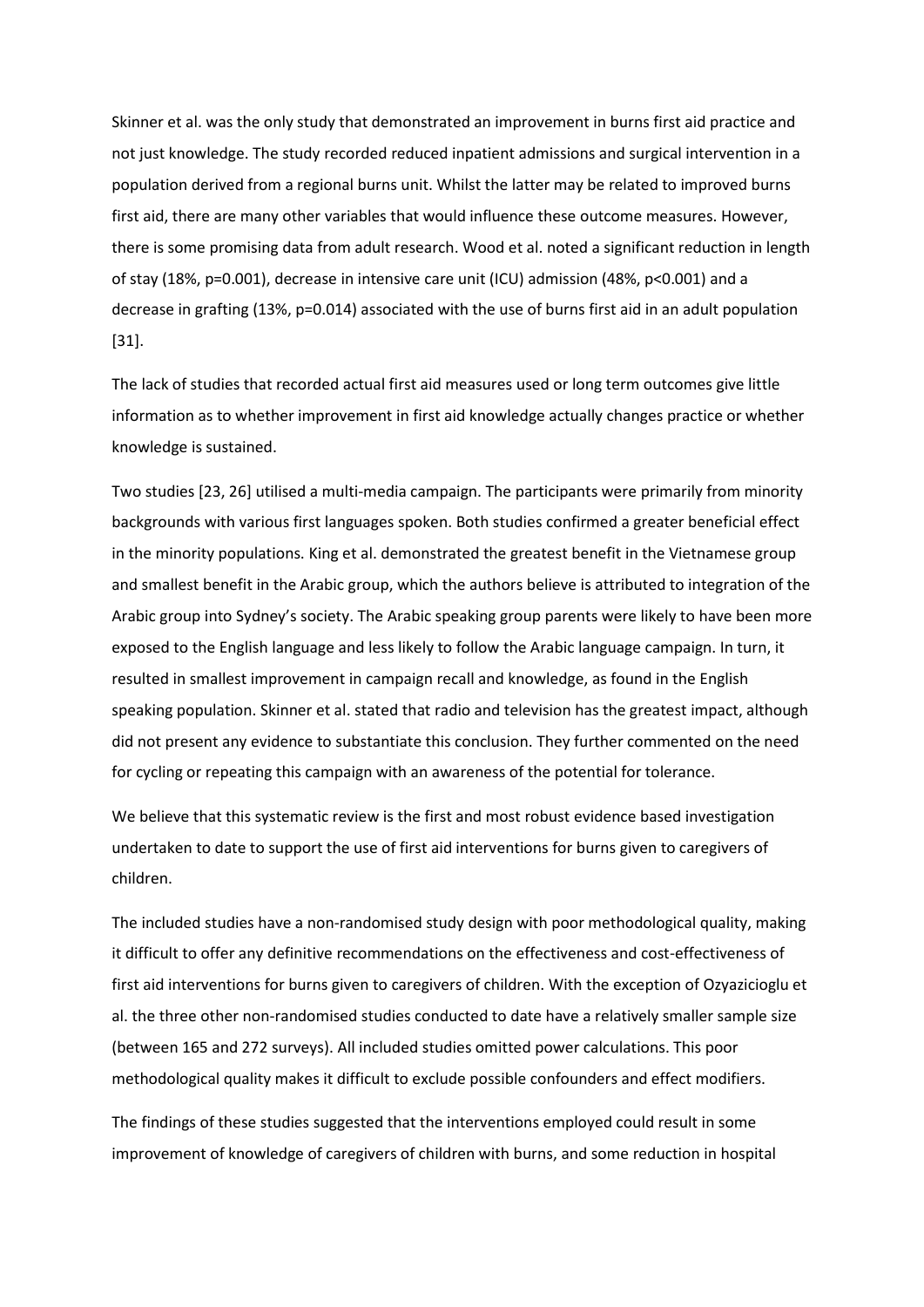Skinner et al. was the only study that demonstrated an improvement in burns first aid practice and not just knowledge. The study recorded reduced inpatient admissions and surgical intervention in a population derived from a regional burns unit. Whilst the latter may be related to improved burns first aid, there are many other variables that would influence these outcome measures. However, there is some promising data from adult research. Wood et al. noted a significant reduction in length of stay (18%, $p=0.001$), decrease in intensive care unit (ICU) admission (48%, $p<0.001$) and a decrease in grafting (13%, $p=0.014$) associated with the use of burns first aid in an adult population [31].

The lack of studies that recorded actual first aid measures used or long term outcomes give little information as to whether improvement in first aid knowledge actually changes practice or whether knowledge is sustained.

Two studies [23, 26] utilised a multi-media campaign. The participants were primarily from minority backgrounds with various first languages spoken. Both studies confirmed a greater beneficial effect in the minority populations. King et al. demonstrated the greatest benefit in the Vietnamese group and smallest benefit in the Arabic group, which the authors believe is attributed to integration of the Arabic group into Sydney's society. The Arabic speaking group parents were likely to have been more exposed to the English language and less likely to follow the Arabic language campaign. In turn, it resulted in smallest improvement in campaign recall and knowledge, as found in the English speaking population. Skinner et al. stated that radio and television has the greatest impact, although did not present any evidence to substantiate this conclusion. They further commented on the need for cycling or repeating this campaign with an awareness of the potential for tolerance.

We believe that this systematic review is the first and most robust evidence based investigation undertaken to date to support the use of first aid interventions for burns given to caregivers of children.

The included studies have a non-randomised study design with poor methodological quality, making it difficult to offer any definitive recommendations on the effectiveness and cost-effectiveness of first aid interventions for burns given to caregivers of children. With the exception of Ozyazicioglu et al. the three other non-randomised studies conducted to date have a relatively smaller sample size (between 165 and 272 surveys). All included studies omitted power calculations. This poor methodological quality makes it difficult to exclude possible confounders and effect modifiers.

The findings of these studies suggested that the interventions employed could result in some improvement of knowledge of caregivers of children with burns, and some reduction in hospital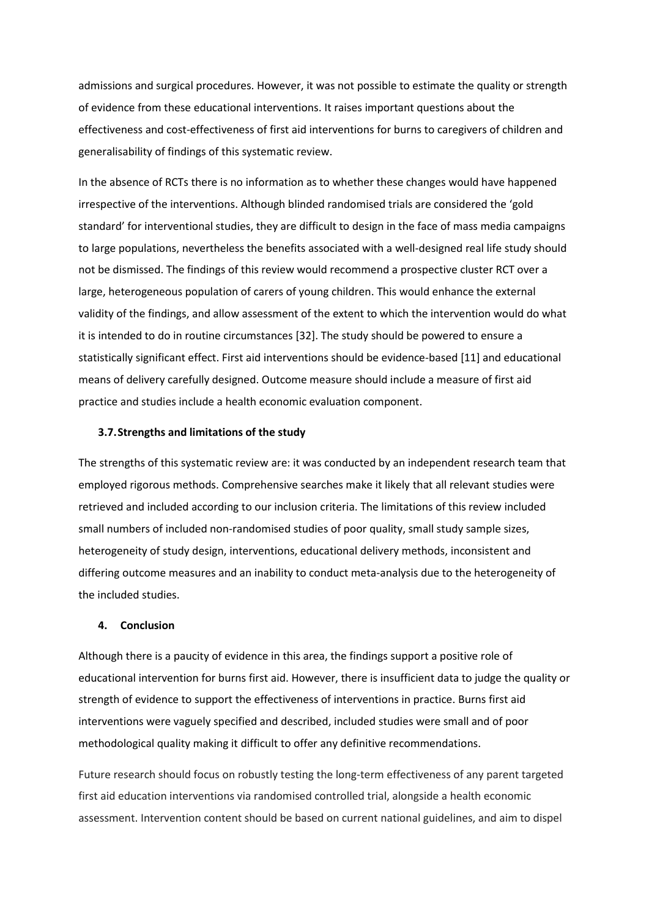admissions and surgical procedures. However, it was not possible to estimate the quality or strength of evidence from these educational interventions. It raises important questions about the effectiveness and cost-effectiveness of first aid interventions for burns to caregivers of children and generalisability of findings of this systematic review.

In the absence of RCTs there is no information as to whether these changes would have happened irrespective of the interventions. Although blinded randomised trials are considered the 'gold standard' for interventional studies, they are difficult to design in the face of mass media campaigns to large populations, nevertheless the benefits associated with a well-designed real life study should not be dismissed. The findings of this review would recommend a prospective cluster RCT over a large, heterogeneous population of carers of young children. This would enhance the external validity of the findings, and allow assessment of the extent to which the intervention would do what it is intended to do in routine circumstances [32]. The study should be powered to ensure a statistically significant effect. First aid interventions should be evidence-based [11] and educational means of delivery carefully designed. Outcome measure should include a measure of first aid practice and studies include a health economic evaluation component.

### 3.7. Strengths and limitations of the study

The strengths of this systematic review are: it was conducted by an independent research team that employed rigorous methods. Comprehensive searches make it likely that all relevant studies were retrieved and included according to our inclusion criteria. The limitations of this review included small numbers of included non-randomised studies of poor quality, small study sample sizes, heterogeneity of study design, interventions, educational delivery methods, inconsistent and differing outcome measures and an inability to conduct meta-analysis due to the heterogeneity of the included studies.

## 4. Conclusion

Although there is a paucity of evidence in this area, the findings support a positive role of educational intervention for burns first aid. However, there is insufficient data to judge the quality or strength of evidence to support the effectiveness of interventions in practice. Burns first aid interventions were vaguely specified and described, included studies were small and of poor methodological quality making it difficult to offer any definitive recommendations.

Future research should focus on robustly testing the long-term effectiveness of any parent targeted first aid education interventions via randomised controlled trial, alongside a health economic assessment. Intervention content should be based on current national guidelines, and aim to dispel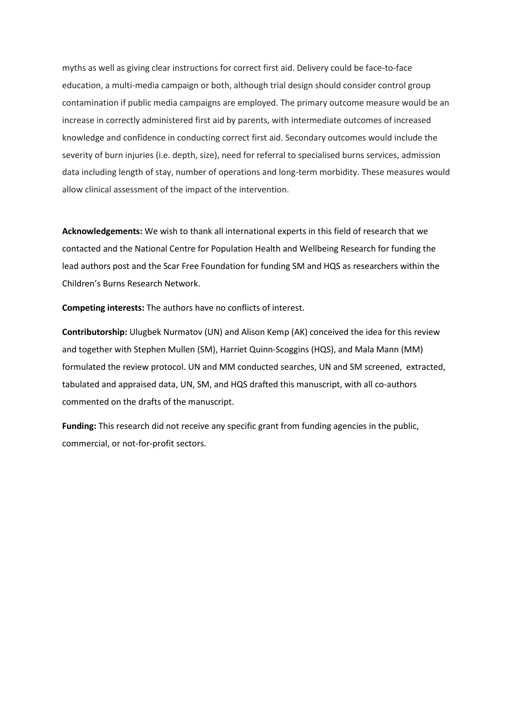myths as well as giving clear instructions for correct first aid. Delivery could be face-to-face education, a multi-media campaign or both, although trial design should consider control group contamination if public media campaigns are employed. The primary outcome measure would be an increase in correctly administered first aid by parents, with intermediate outcomes of increased knowledge and confidence in conducting correct first aid. Secondary outcomes would include the severity of burn injuries (i.e. depth, size), need for referral to specialised burns services, admission data including length of stay, number of operations and long-term morbidity. These measures would allow clinical assessment of the impact of the intervention.

**Acknowledgements:** We wish to thank all international experts in this field of research that we contacted and the National Centre for Population Health and Wellbeing Research for funding the lead authors post and the Scar Free Foundation for funding SM and HQS as researchers within the Children's Burns Research Network.

**Competing interests:** The authors have no conflicts of interest.

**Contributorship:** Ulugbek Nurmatov (UN) and Alison Kemp (AK) conceived the idea for this review and together with Stephen Mullen (SM), Harriet Quinn-Scoggins (HQS), and Mala Mann (MM) formulated the review protocol. UN and MM conducted searches, UN and SM screened, extracted, tabulated and appraised data, UN, SM, and HQS drafted this manuscript, with all co-authors commented on the drafts of the manuscript.

**Funding:** This research did not receive any specific grant from funding agencies in the public, commercial, or not-for-profit sectors.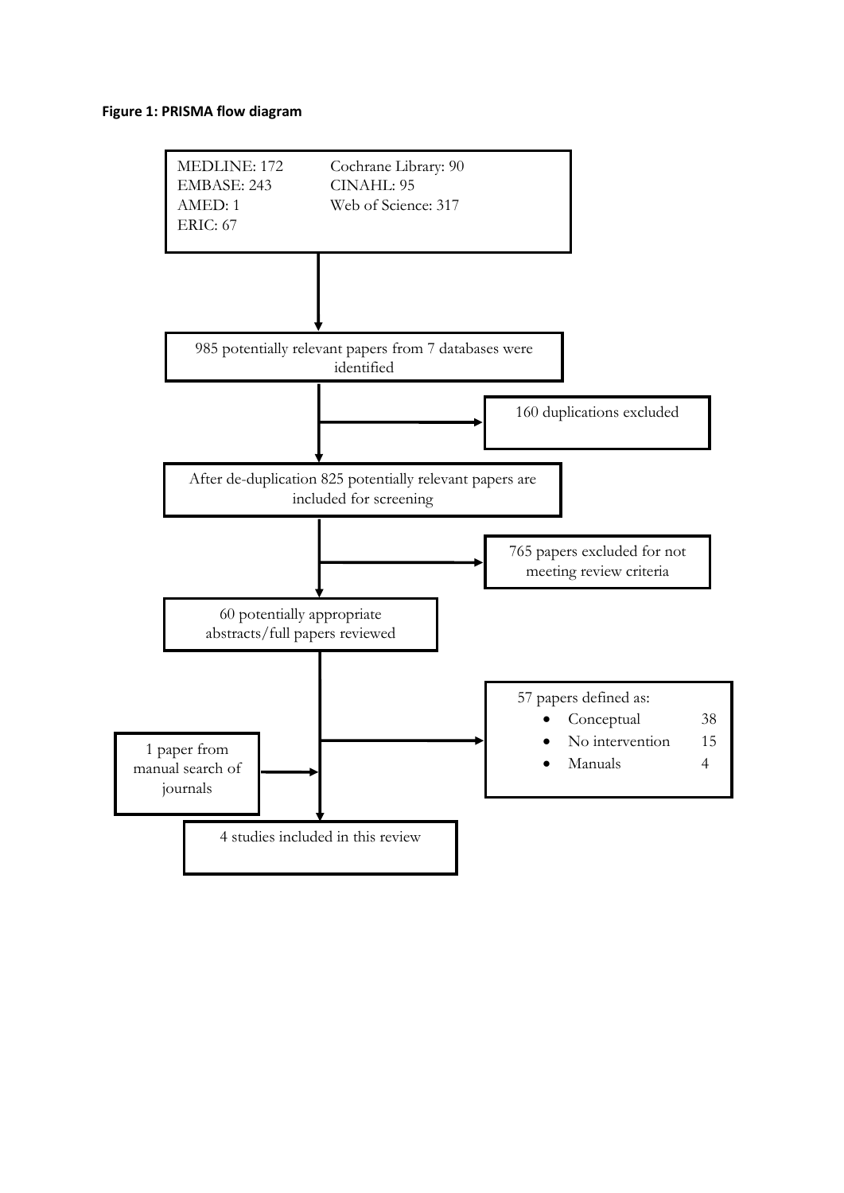**Figure 1: PRISMA flow diagram**

MEDLINE: 172
EMBASE: 243
AMED: 1
ERIC: 67
Cochrane Library: 90
CINAHL: 95
Web of Science: 317

985 potentially relevant papers from 7 databases were identified

160 duplications excluded

After de-duplication 825 potentially relevant papers are included for screening

765 papers excluded for not meeting review criteria

60 potentially appropriate abstracts/full papers reviewed

57 papers defined as:

- Conceptual 38
- No intervention 15
- Manuals 4

1 paper from manual search of journals

4 studies included in this review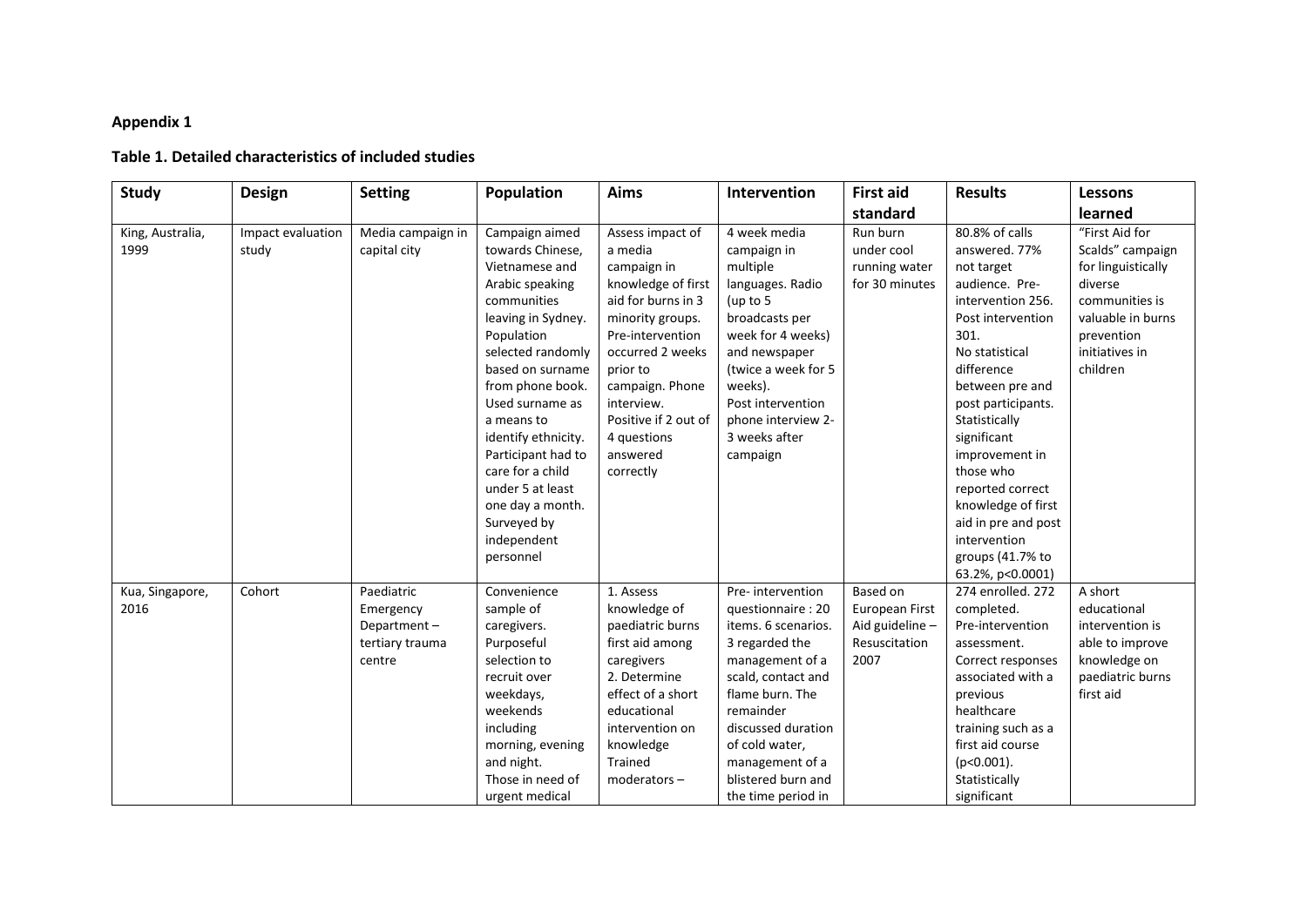**Appendix 1**

**Table 1. Detailed characteristics of included studies**

| Study | Design | Setting | Population | Aims | Intervention | First aid standard | Results | Lessons learned |
|---|---|---|---|---|---|---|---|---|
| King, Australia, 1999 | Impact evaluation study | Media campaign in capital city | Campaign aimed towards Chinese, Vietnamese and Arabic speaking communities leaving in Sydney. Population selected randomly based on surname from phone book. Used surname as a means to identify ethnicity. Participant had to care for a child under 5 at least one day a month. Surveyed by independent personnel | Assess impact of a media campaign in knowledge of first aid for burns in 3 minority groups. Pre-intervention occurred 2 weeks prior to campaign. Phone interview. Positive if 2 out of 4 questions answered correctly | 4 week media campaign in multiple languages. Radio (up to 5 broadcasts per week for 4 weeks) and newspaper (twice a week for 5 weeks). Post intervention phone interview 2-3 weeks after campaign | Run burn under cool running water for 30 minutes | 80.8% of calls answered. 77% not target audience. Pre-intervention 256. Post intervention 301. No statistical difference between pre and post participants. Statistically significant improvement in those who reported correct knowledge of first aid in pre and post intervention groups (41.7% to 63.2%, p<0.0001) | "First Aid for Scalds" campaign for linguistically diverse communities is valuable in burns prevention initiatives in children |
| Kua, Singapore, 2016 | Cohort | Paediatric Emergency Department – tertiary trauma centre | Convenience sample of caregivers. Purposeful selection to recruit over weekdays, weekends including morning, evening and night. Those in need of urgent medical | 1. Assess knowledge of paediatric burns first aid among caregivers 2. Determine effect of a short educational intervention on knowledge Trained moderators – | Pre- intervention questionnaire : 20 items. 6 scenarios. 3 regarded the management of a scald, contact and flame burn. The remainder discussed duration of cold water, management of a blistered burn and the time period in | Based on European First Aid guideline – Resuscitation 2007 | 274 enrolled. 272 completed. Pre-intervention assessment. Correct responses associated with a previous healthcare training such as a first aid course (p<0.001). Statistically significant | A short educational intervention is able to improve knowledge on paediatric burns first aid |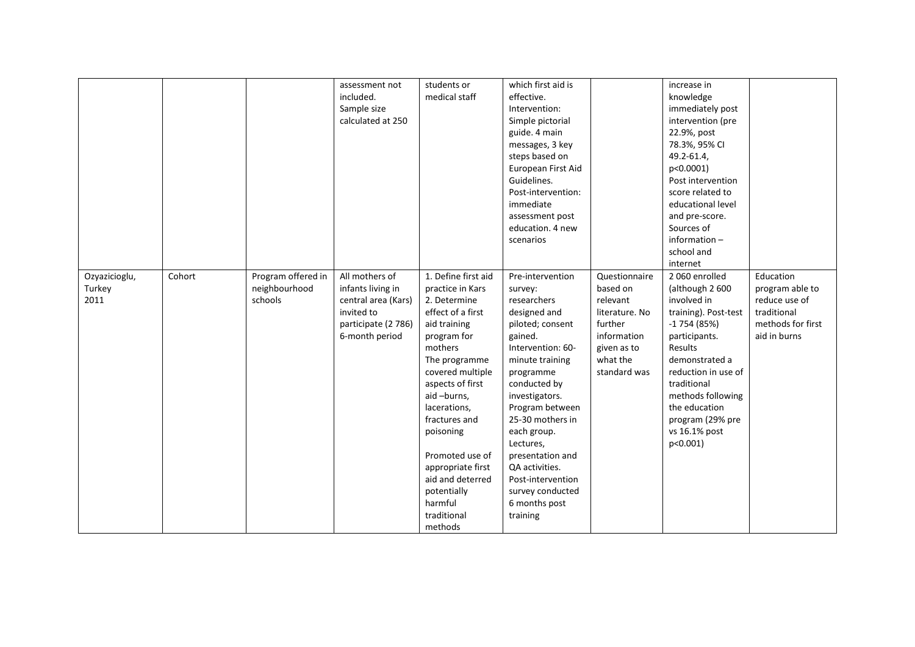| | | | | | | | | |
|---|---|---|---|---|---|---|---|---|
| | | | assessment not included. Sample size calculated at 250 | students or medical staff | which first aid is effective. Intervention: Simple pictorial guide. 4 main messages, 3 key steps based on European First Aid Guidelines. Post-intervention: immediate assessment post education. 4 new scenarios | | increase in knowledge immediately post intervention (pre 22.9%, post 78.3%, 95% CI 49.2-61.4, p<0.0001) Post intervention score related to educational level and pre-score. Sources of information – school and internet | |
| Ozyazicioglu, Turkey 2011 | Cohort | Program offered in neighbourhood schools | All mothers of infants living in central area (Kars) invited to participate (2 786) 6-month period | 1. Define first aid practice in Kars 2. Determine effect of a first aid training program for mothers The programme covered multiple aspects of first aid –burns, lacerations, fractures and poisoning Promoted use of appropriate first aid and deterred potentially harmful traditional methods | Pre-intervention survey: researchers designed and piloted; consent gained. Intervention: 60-minute training programme conducted by investigators. Program between 25-30 mothers in each group. Lectures, presentation and QA activities. Post-intervention survey conducted 6 months post training | Questionnaire based on relevant literature. No further information given as to what the standard was | 2 060 enrolled (although 2 600 involved in training). Post-test -1 754 (85%) participants. Results demonstrated a reduction in use of traditional methods following the education program (29% pre vs 16.1% post p<0.001) | Education program able to reduce use of traditional methods for first aid in burns |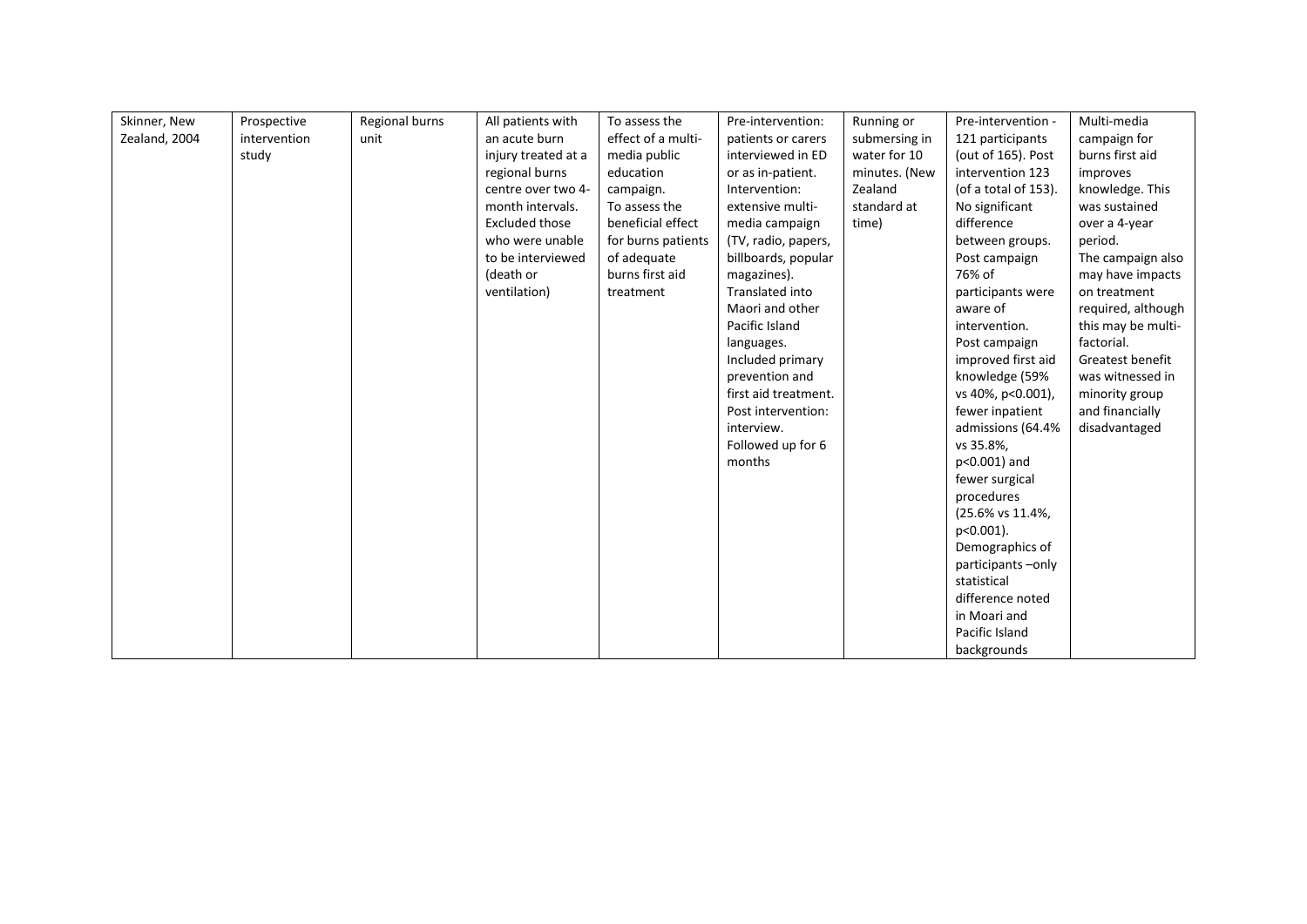| | | | | | | | | |
|---|---|---|---|---|---|---|---|---|
| Skinner, New Zealand, 2004 | Prospective intervention study | Regional burns unit | All patients with an acute burn injury treated at a regional burns centre over two 4-month intervals. Excluded those who were unable to be interviewed (death or ventilation) | To assess the effect of a multi-media public education campaign. To assess the beneficial effect for burns patients of adequate burns first aid treatment | Pre-intervention: patients or carers interviewed in ED or as in-patient. Intervention: extensive multi-media campaign (TV, radio, papers, billboards, popular magazines). Translated into Maori and other Pacific Island languages. Included primary prevention and first aid treatment. Post intervention: interview. Followed up for 6 months | Running or submersing in water for 10 minutes. (New Zealand standard at time) | Pre-intervention - 121 participants (out of 165). Post intervention 123 (of a total of 153). No significant difference between groups. Post campaign 76% of participants were aware of intervention. Post campaign improved first aid knowledge (59% vs 40%, $p<0.001$), fewer inpatient admissions (64.4% vs 35.8%, $p<0.001$) and fewer surgical procedures (25.6% vs 11.4%, $p<0.001$). Demographics of participants –only statistical difference noted in Moari and Pacific Island backgrounds | Multi-media campaign for burns first aid improves knowledge. This was sustained over a 4-year period. The campaign also may have impacts on treatment required, although this may be multi-factorial. Greatest benefit was witnessed in minority group and financially disadvantaged |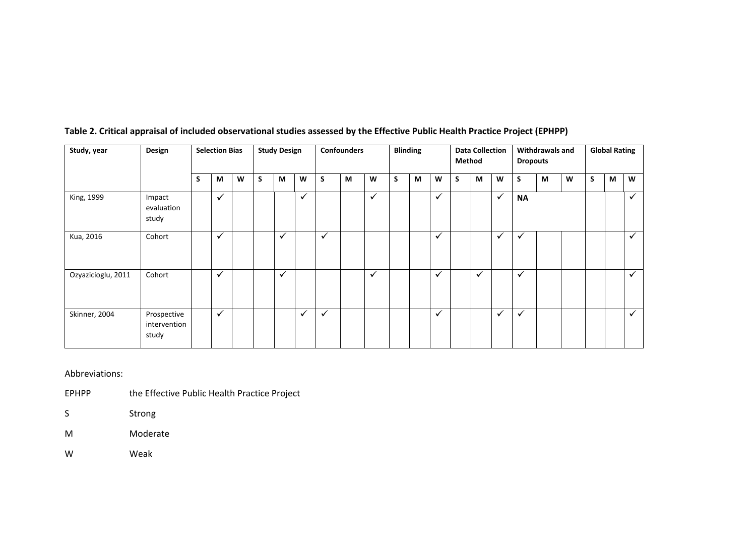**Table 2. Critical appraisal of included observational studies assessed by the Effective Public Health Practice Project (EPHPP)**

| Study, year | Design | Selection Bias | | | Study Design | | | Confounders | | | Blinding | | | Data Collection Method | | | Withdrawals and Dropouts | | | Global Rating | | |
|---|---|---|---|---|---|---|---|---|---|---|---|---|---|---|---|---|---|---|---|---|---|---|
| | | S | M | W | S | M | W | S | M | W | S | M | W | S | M | W | S | M | W | S | M | W |
| King, 1999 | Impact evaluation study | | ✓ | | | | ✓ | | | ✓ | | | ✓ | | | ✓ | **NA** | | | | | ✓ |
| Kua, 2016 | Cohort | | ✓ | | | ✓ | | ✓ | | | | | ✓ | | | ✓ | ✓ | | | | | ✓ |
| Ozyazicioglu, 2011 | Cohort | | ✓ | | | ✓ | | | | ✓ | | | ✓ | | ✓ | | ✓ | | | | | ✓ |
| Skinner, 2004 | Prospective intervention study | | ✓ | | | | ✓ | ✓ | | | | | ✓ | | | ✓ | ✓ | | | | | ✓ |

Abbreviations:

EPHPP the Effective Public Health Practice Project

S Strong

M Moderate

W Weak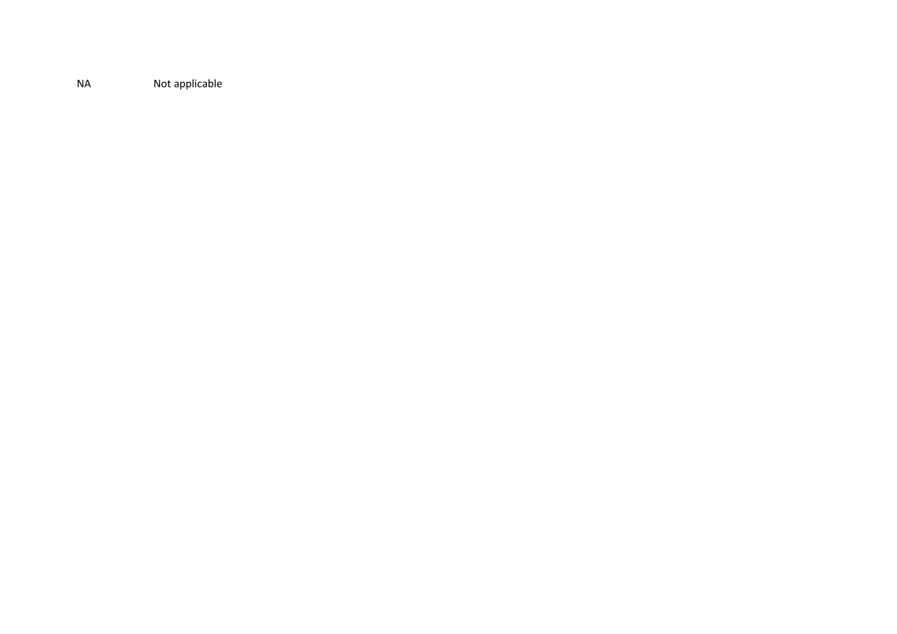NA Not applicable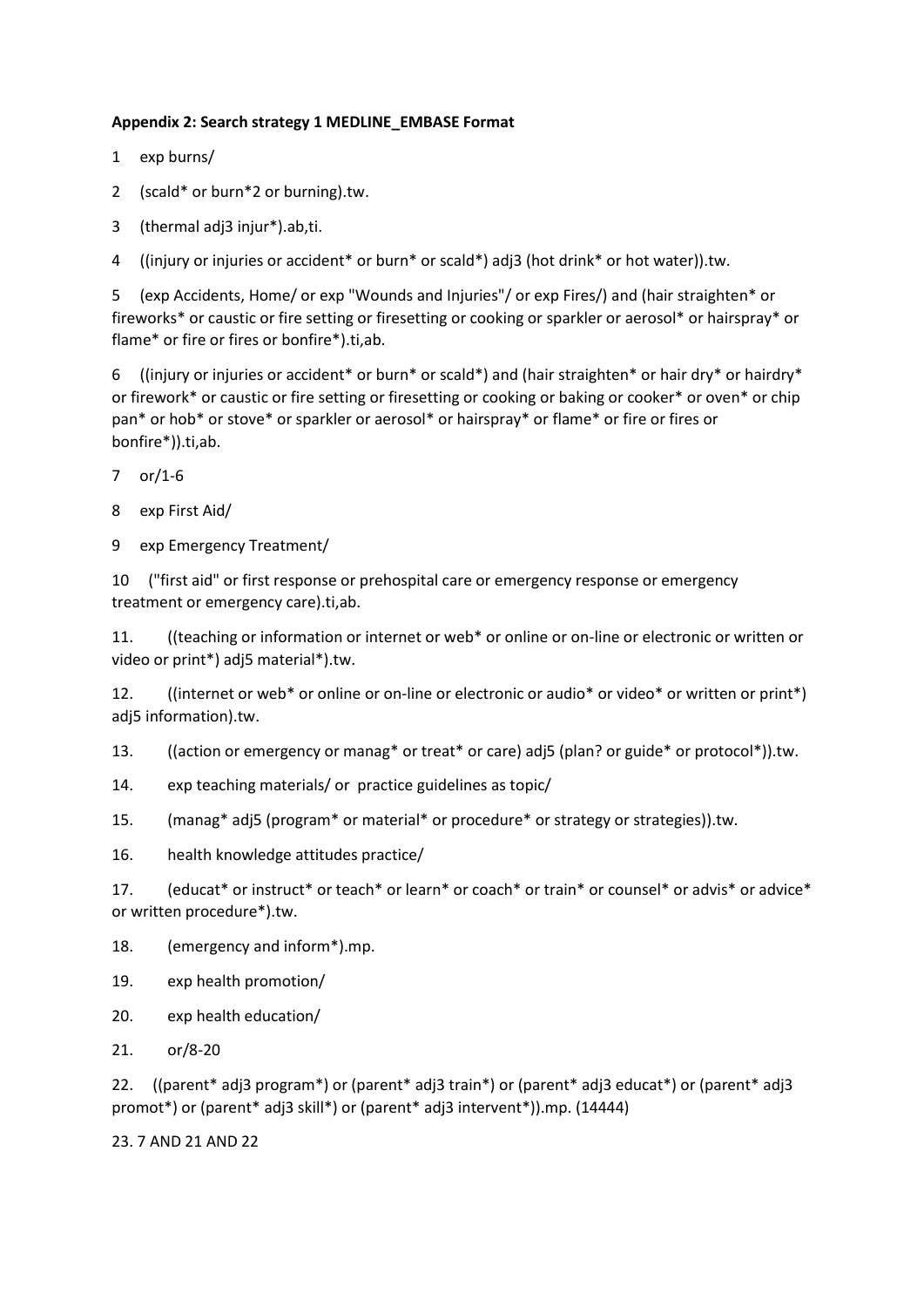**Appendix 2: Search strategy 1 MEDLINE_EMBASE Format**

1 exp burns/

2 (scald* or burn*2 or burning).tw.

3 (thermal adj3 injur*).ab,ti.

4 ((injury or injuries or accident* or burn* or scald*) adj3 (hot drink* or hot water)).tw.

5 (exp Accidents, Home/ or exp "Wounds and Injuries"/ or exp Fires/) and (hair straighten* or fireworks* or caustic or fire setting or firesetting or cooking or sparkler or aerosol* or hairspray* or flame* or fire or fires or bonfire*).ti,ab.

6 ((injury or injuries or accident* or burn* or scald*) and (hair straighten* or hair dry* or hairdry* or firework* or caustic or fire setting or firesetting or cooking or baking or cooker* or oven* or chip pan* or hob* or stove* or sparkler or aerosol* or hairspray* or flame* or fire or fires or bonfire*)).ti,ab.

7 or/1-6

8 exp First Aid/

9 exp Emergency Treatment/

10 ("first aid" or first response or prehospital care or emergency response or emergency treatment or emergency care).ti,ab.

11. ((teaching or information or internet or web* or online or on-line or electronic or written or video or print*) adj5 material*).tw.

12. ((internet or web* or online or on-line or electronic or audio* or video* or written or print*) adj5 information).tw.

13. ((action or emergency or manag* or treat* or care) adj5 (plan? or guide* or protocol*)).tw.

14. exp teaching materials/ or practice guidelines as topic/

15. (manag* adj5 (program* or material* or procedure* or strategy or strategies)).tw.

16. health knowledge attitudes practice/

17. (educat* or instruct* or teach* or learn* or coach* or train* or counsel* or advis* or advice* or written procedure*).tw.

18. (emergency and inform*).mp.

19. exp health promotion/

20. exp health education/

21. or/8-20

22. ((parent* adj3 program*) or (parent* adj3 train*) or (parent* adj3 educat*) or (parent* adj3 promot*) or (parent* adj3 skill*) or (parent* adj3 intervent*)).mp. (14444)

23. 7 AND 21 AND 22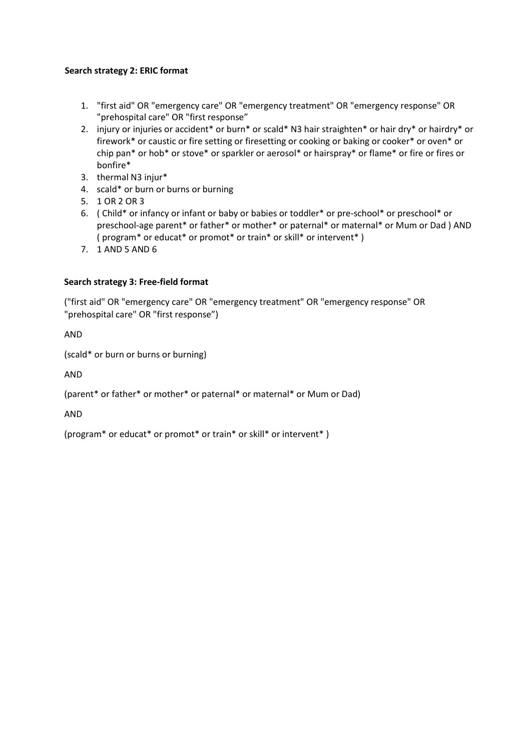**Search strategy 2: ERIC format**

1. "first aid" OR "emergency care" OR "emergency treatment" OR "emergency response" OR "prehospital care" OR "first response"
2. injury or injuries or accident* or burn* or scald* N3 hair straighten* or hair dry* or hairdry* or firework* or caustic or fire setting or firesetting or cooking or baking or cooker* or oven* or chip pan* or hob* or stove* or sparkler or aerosol* or hairspray* or flame* or fire or fires or bonfire*
3. thermal N3 injur*
4. scald* or burn or burns or burning
5. 1 OR 2 OR 3
6. ( Child* or infancy or infant or baby or babies or toddler* or pre-school* or preschool* or preschool-age parent* or father* or mother* or paternal* or maternal* or Mum or Dad ) AND ( program* or educat* or promot* or train* or skill* or intervent* )
7. 1 AND 5 AND 6

**Search strategy 3: Free-field format**

("first aid" OR "emergency care" OR "emergency treatment" OR "emergency response" OR "prehospital care" OR "first response")

AND

(scald* or burn or burns or burning)

AND

(parent* or father* or mother* or paternal* or maternal* or Mum or Dad)

AND

(program* or educat* or promot* or train* or skill* or intervent* )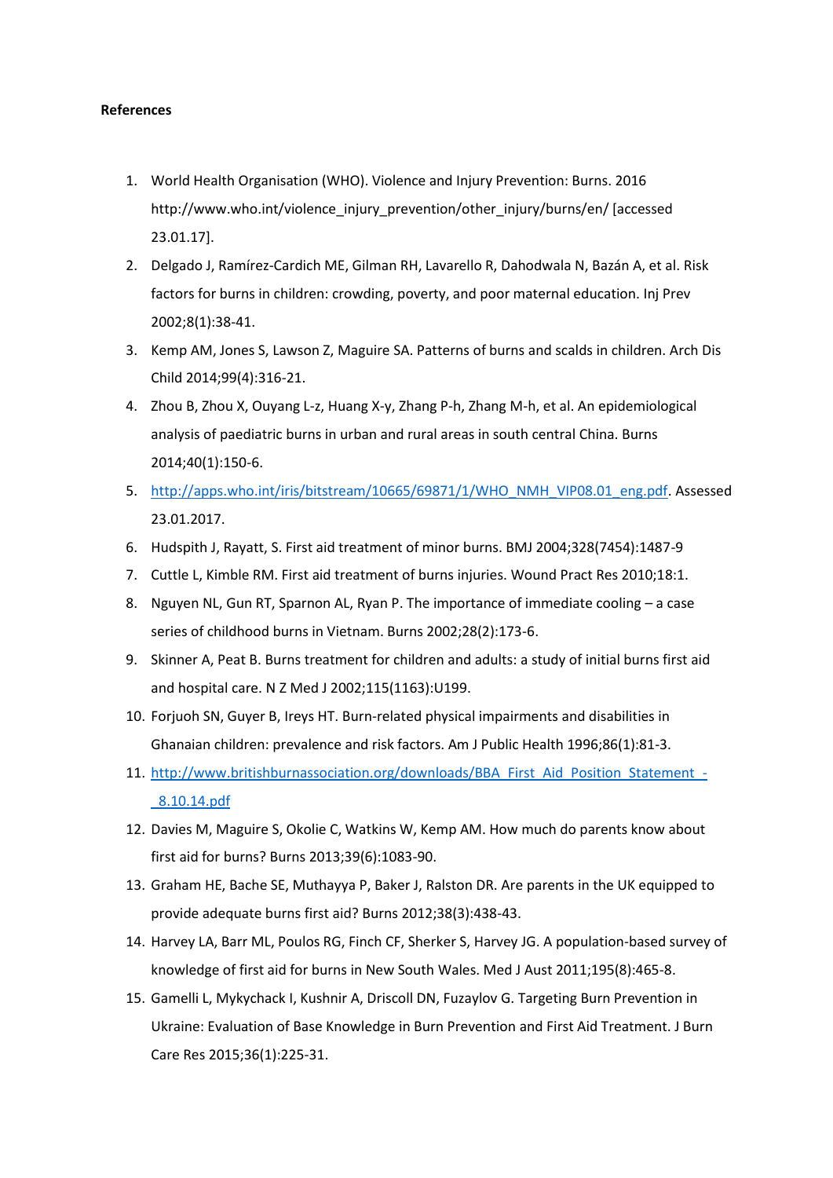**References**

1. World Health Organisation (WHO). Violence and Injury Prevention: Burns. 2016 http://www.who.int/violence_injury_prevention/other_injury/burns/en/ [accessed 23.01.17].
2. Delgado J, Ramírez-Cardich ME, Gilman RH, Lavarello R, Dahodwala N, Bazán A, et al. Risk factors for burns in children: crowding, poverty, and poor maternal education. Inj Prev 2002;8(1):38-41.
3. Kemp AM, Jones S, Lawson Z, Maguire SA. Patterns of burns and scalds in children. Arch Dis Child 2014;99(4):316-21.
4. Zhou B, Zhou X, Ouyang L-z, Huang X-y, Zhang P-h, Zhang M-h, et al. An epidemiological analysis of paediatric burns in urban and rural areas in south central China. Burns 2014;40(1):150-6.
5. http://apps.who.int/iris/bitstream/10665/69871/1/WHO_NMH_VIP08.01_eng.pdf. Assessed 23.01.2017.
6. Hudspith J, Rayatt, S. First aid treatment of minor burns. BMJ 2004;328(7454):1487-9
7. Cuttle L, Kimble RM. First aid treatment of burns injuries. Wound Pract Res 2010;18:1.
8. Nguyen NL, Gun RT, Sparnon AL, Ryan P. The importance of immediate cooling – a case series of childhood burns in Vietnam. Burns 2002;28(2):173-6.
9. Skinner A, Peat B. Burns treatment for children and adults: a study of initial burns first aid and hospital care. N Z Med J 2002;115(1163):U199.
10. Forjuoh SN, Guyer B, Ireys HT. Burn-related physical impairments and disabilities in Ghanaian children: prevalence and risk factors. Am J Public Health 1996;86(1):81-3.
11. http://www.britishburnassociation.org/downloads/BBA_First_Aid_Position_Statement_-_8.10.14.pdf
12. Davies M, Maguire S, Okolie C, Watkins W, Kemp AM. How much do parents know about first aid for burns? Burns 2013;39(6):1083-90.
13. Graham HE, Bache SE, Muthayya P, Baker J, Ralston DR. Are parents in the UK equipped to provide adequate burns first aid? Burns 2012;38(3):438-43.
14. Harvey LA, Barr ML, Poulos RG, Finch CF, Sherker S, Harvey JG. A population-based survey of knowledge of first aid for burns in New South Wales. Med J Aust 2011;195(8):465-8.
15. Gamelli L, Mykychack I, Kushnir A, Driscoll DN, Fuzaylov G. Targeting Burn Prevention in Ukraine: Evaluation of Base Knowledge in Burn Prevention and First Aid Treatment. J Burn Care Res 2015;36(1):225-31.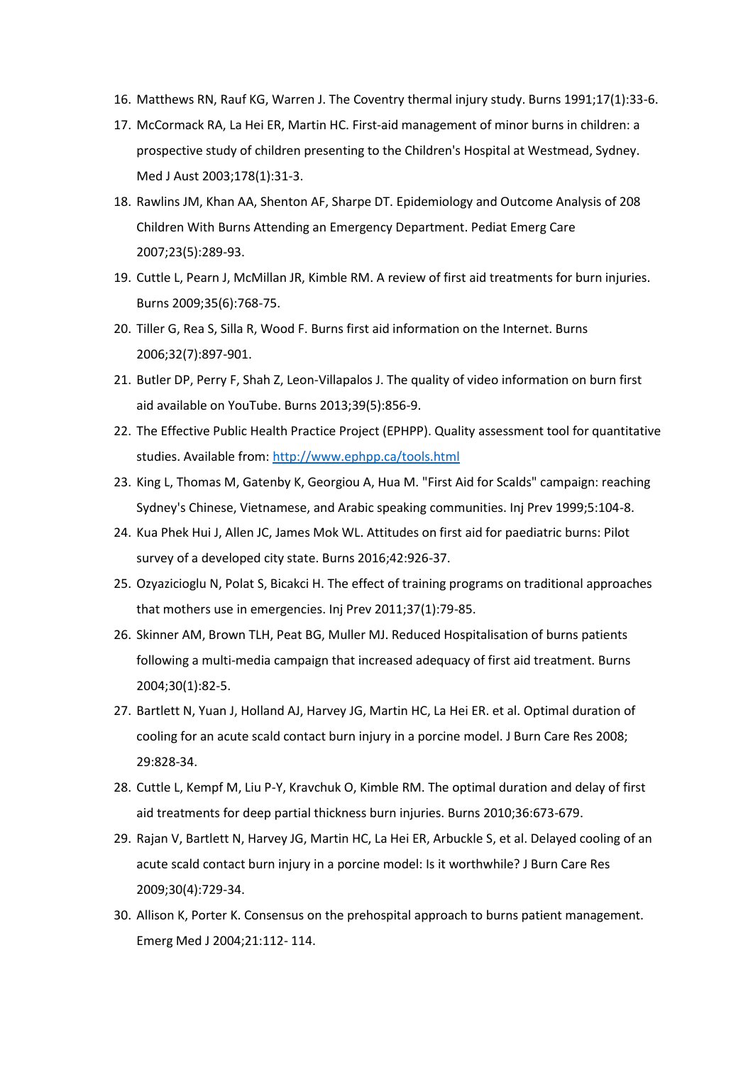16. Matthews RN, Rauf KG, Warren J. The Coventry thermal injury study. Burns 1991;17(1):33-6.
17. McCormack RA, La Hei ER, Martin HC. First-aid management of minor burns in children: a prospective study of children presenting to the Children's Hospital at Westmead, Sydney. Med J Aust 2003;178(1):31-3.
18. Rawlins JM, Khan AA, Shenton AF, Sharpe DT. Epidemiology and Outcome Analysis of 208 Children With Burns Attending an Emergency Department. Pediat Emerg Care 2007;23(5):289-93.
19. Cuttle L, Pearn J, McMillan JR, Kimble RM. A review of first aid treatments for burn injuries. Burns 2009;35(6):768-75.
20. Tiller G, Rea S, Silla R, Wood F. Burns first aid information on the Internet. Burns 2006;32(7):897-901.
21. Butler DP, Perry F, Shah Z, Leon-Villapalos J. The quality of video information on burn first aid available on YouTube. Burns 2013;39(5):856-9.
22. The Effective Public Health Practice Project (EPHPP). Quality assessment tool for quantitative studies. Available from: [http://www.ephpp.ca/tools.html](http://www.ephpp.ca/tools.html)
23. King L, Thomas M, Gatenby K, Georgiou A, Hua M. "First Aid for Scalds" campaign: reaching Sydney's Chinese, Vietnamese, and Arabic speaking communities. Inj Prev 1999;5:104-8.
24. Kua Phek Hui J, Allen JC, James Mok WL. Attitudes on first aid for paediatric burns: Pilot survey of a developed city state. Burns 2016;42:926-37.
25. Ozyazicioglu N, Polat S, Bicakci H. The effect of training programs on traditional approaches that mothers use in emergencies. Inj Prev 2011;37(1):79-85.
26. Skinner AM, Brown TLH, Peat BG, Muller MJ. Reduced Hospitalisation of burns patients following a multi-media campaign that increased adequacy of first aid treatment. Burns 2004;30(1):82-5.
27. Bartlett N, Yuan J, Holland AJ, Harvey JG, Martin HC, La Hei ER. et al. Optimal duration of cooling for an acute scald contact burn injury in a porcine model. J Burn Care Res 2008; 29:828-34.
28. Cuttle L, Kempf M, Liu P-Y, Kravchuk O, Kimble RM. The optimal duration and delay of first aid treatments for deep partial thickness burn injuries. Burns 2010;36:673-679.
29. Rajan V, Bartlett N, Harvey JG, Martin HC, La Hei ER, Arbuckle S, et al. Delayed cooling of an acute scald contact burn injury in a porcine model: Is it worthwhile? J Burn Care Res 2009;30(4):729-34.
30. Allison K, Porter K. Consensus on the prehospital approach to burns patient management. Emerg Med J 2004;21:112- 114.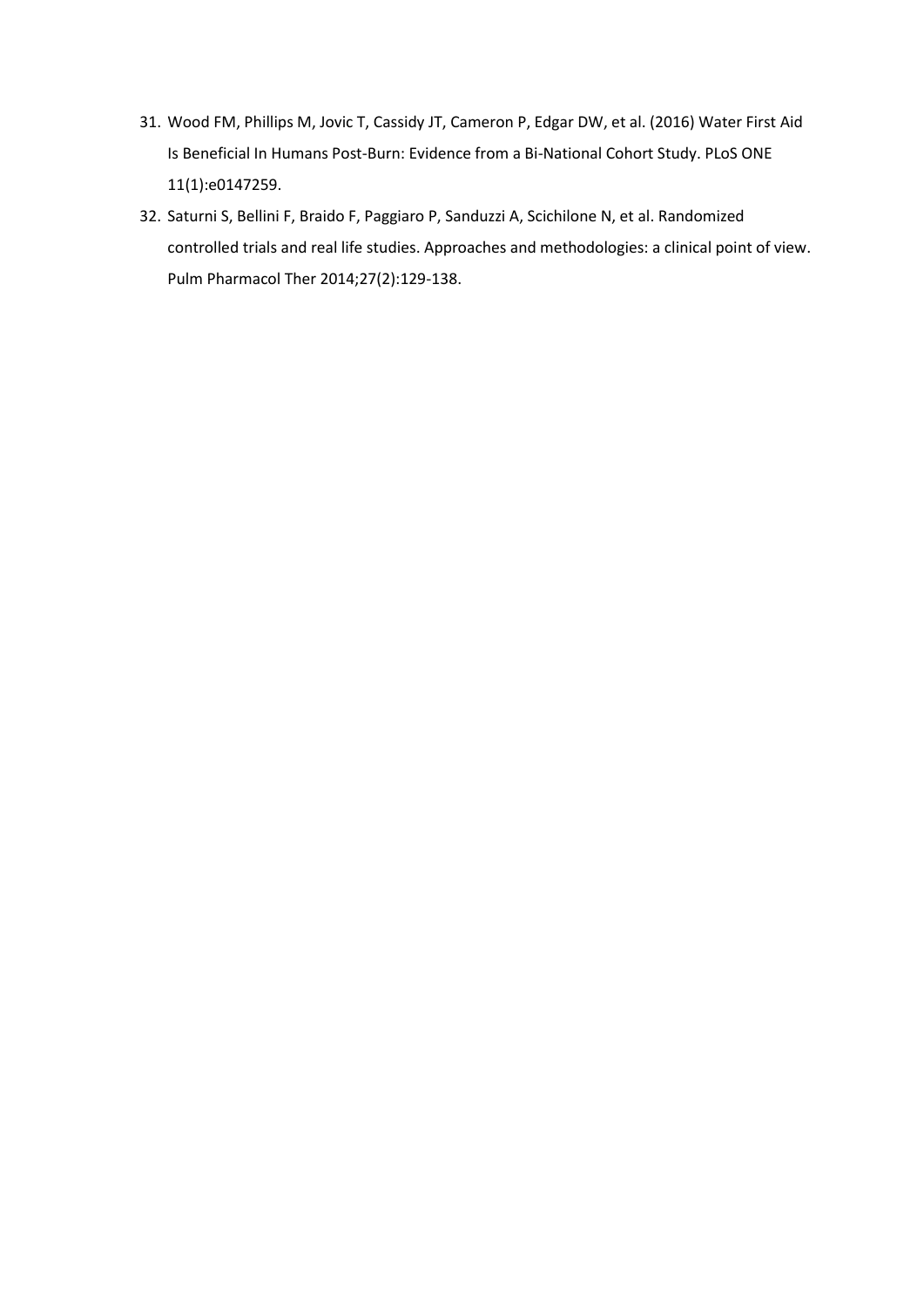31. Wood FM, Phillips M, Jovic T, Cassidy JT, Cameron P, Edgar DW, et al. (2016) Water First Aid Is Beneficial In Humans Post-Burn: Evidence from a Bi-National Cohort Study. PLoS ONE 11(1):e0147259.
32. Saturni S, Bellini F, Braido F, Paggiaro P, Sanduzzi A, Scichilone N, et al. Randomized controlled trials and real life studies. Approaches and methodologies: a clinical point of view. Pulm Pharmacol Ther 2014;27(2):129-138.